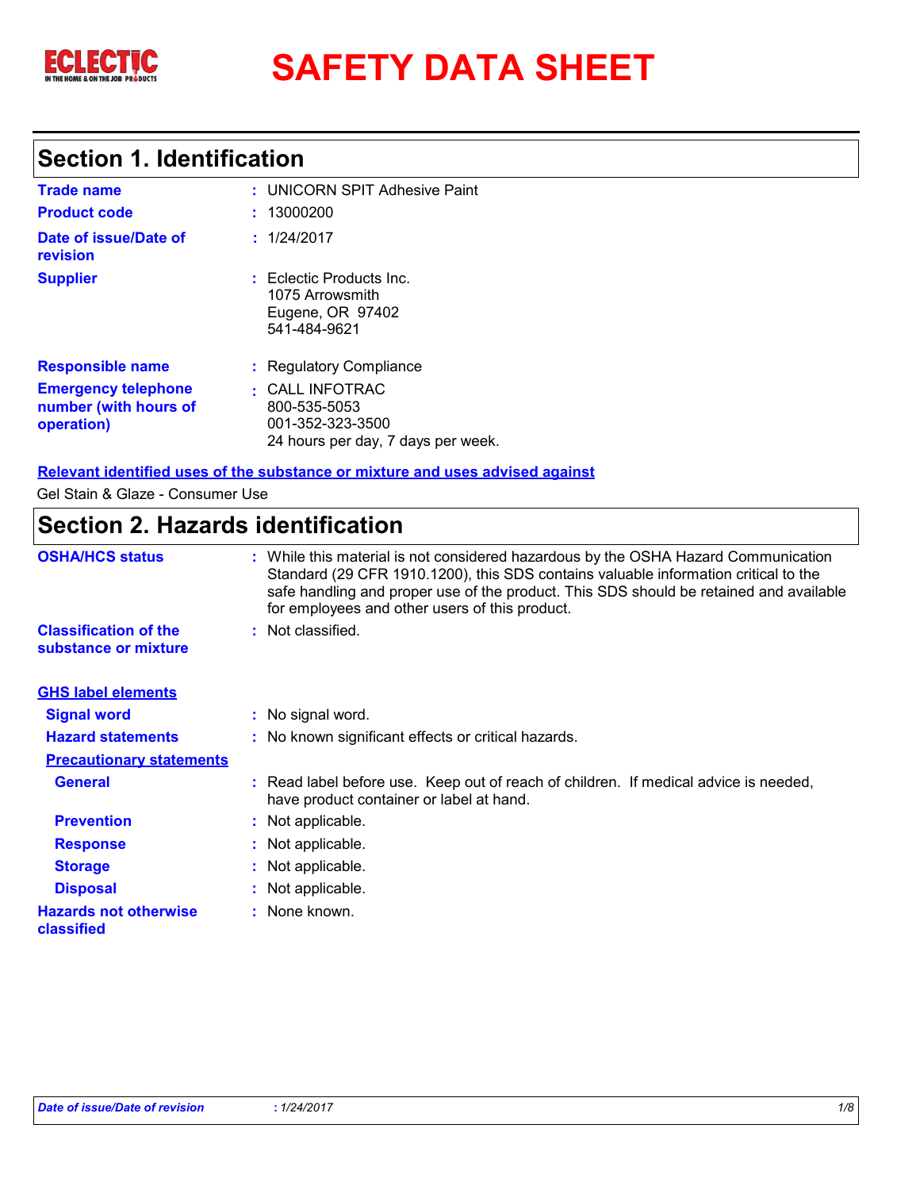# SAFETY DATA SHEET

## Section 1. Identification

**Trade name** : UNICORN SPIT Adhesive Paint

**Product code** : 13000200

**Date of issue/Date of revision** : 1/24/2017

**Supplier** : Eclectic Products Inc.
1075 Arrowsmith
Eugene, OR 97402
541-484-9621

**Responsible name** : Regulatory Compliance

**Emergency telephone number (with hours of operation)** : CALL INFOTRAC
800-535-5053
001-352-323-3500
24 hours per day, 7 days per week.

**Relevant identified uses of the substance or mixture and uses advised against**

Gel Stain & Glaze - Consumer Use

## Section 2. Hazards identification

**OSHA/HCS status** : While this material is not considered hazardous by the OSHA Hazard Communication Standard (29 CFR 1910.1200), this SDS contains valuable information critical to the safe handling and proper use of the product. This SDS should be retained and available for employees and other users of this product.

**Classification of the substance or mixture** : Not classified.

**GHS label elements**

**Signal word** : No signal word.

**Hazard statements** : No known significant effects or critical hazards.

**Precautionary statements**

**General** : Read label before use. Keep out of reach of children. If medical advice is needed, have product container or label at hand.

**Prevention** : Not applicable.

**Response** : Not applicable.

**Storage** : Not applicable.

**Disposal** : Not applicable.

**Hazards not otherwise classified** : None known.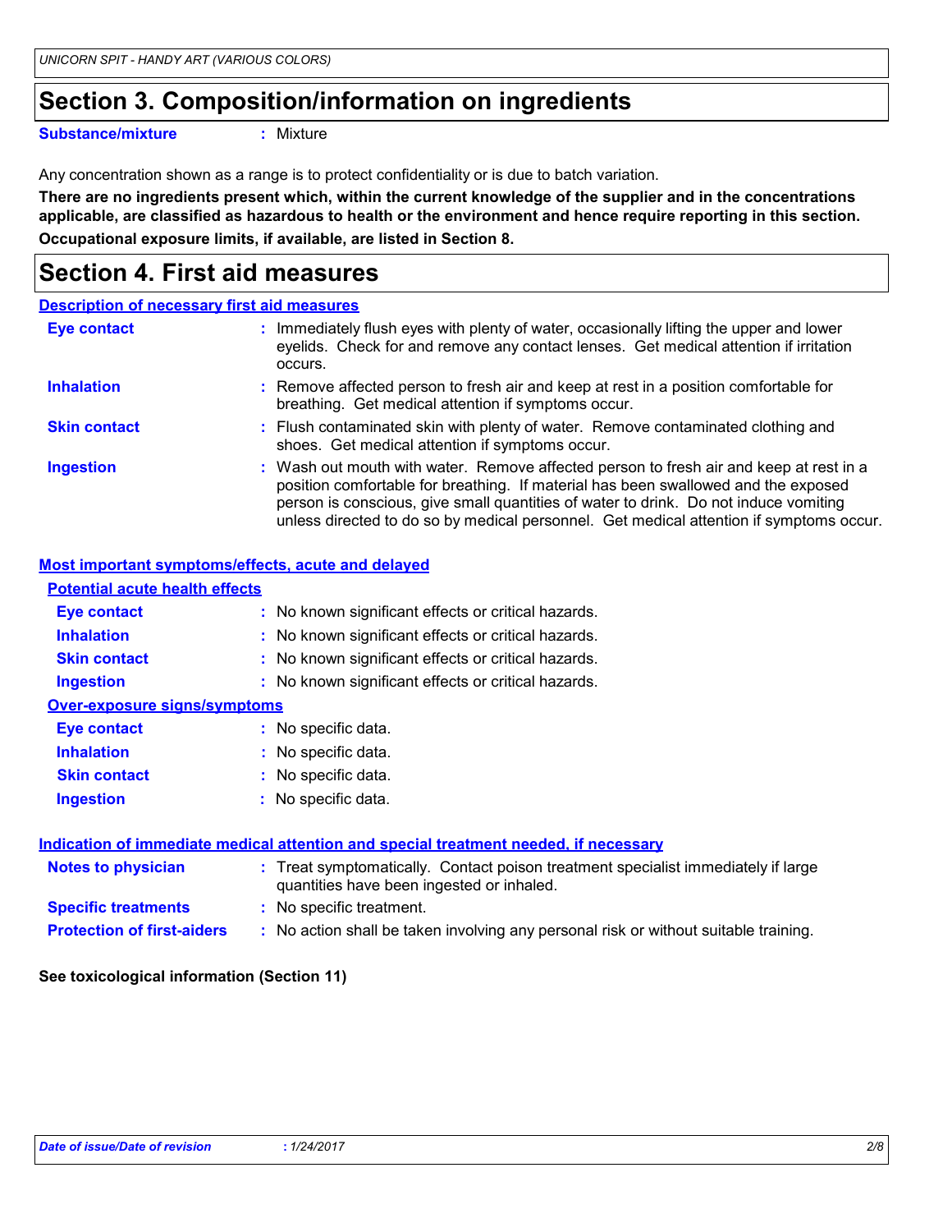## Section 3. Composition/information on ingredients

**Substance/mixture** : Mixture

Any concentration shown as a range is to protect confidentiality or is due to batch variation.

**There are no ingredients present which, within the current knowledge of the supplier and in the concentrations applicable, are classified as hazardous to health or the environment and hence require reporting in this section.**

**Occupational exposure limits, if available, are listed in Section 8.**

## Section 4. First aid measures

### Description of necessary first aid measures

**Eye contact** : Immediately flush eyes with plenty of water, occasionally lifting the upper and lower eyelids. Check for and remove any contact lenses. Get medical attention if irritation occurs.

**Inhalation** : Remove affected person to fresh air and keep at rest in a position comfortable for breathing. Get medical attention if symptoms occur.

**Skin contact** : Flush contaminated skin with plenty of water. Remove contaminated clothing and shoes. Get medical attention if symptoms occur.

**Ingestion** : Wash out mouth with water. Remove affected person to fresh air and keep at rest in a position comfortable for breathing. If material has been swallowed and the exposed person is conscious, give small quantities of water to drink. Do not induce vomiting unless directed to do so by medical personnel. Get medical attention if symptoms occur.

### Most important symptoms/effects, acute and delayed

#### Potential acute health effects

**Eye contact** : No known significant effects or critical hazards.

**Inhalation** : No known significant effects or critical hazards.

**Skin contact** : No known significant effects or critical hazards.

**Ingestion** : No known significant effects or critical hazards.

#### Over-exposure signs/symptoms

**Eye contact** : No specific data.

**Inhalation** : No specific data.

**Skin contact** : No specific data.

**Ingestion** : No specific data.

### Indication of immediate medical attention and special treatment needed, if necessary

**Notes to physician** : Treat symptomatically. Contact poison treatment specialist immediately if large quantities have been ingested or inhaled.

**Specific treatments** : No specific treatment.

**Protection of first-aiders** : No action shall be taken involving any personal risk or without suitable training.

**See toxicological information (Section 11)**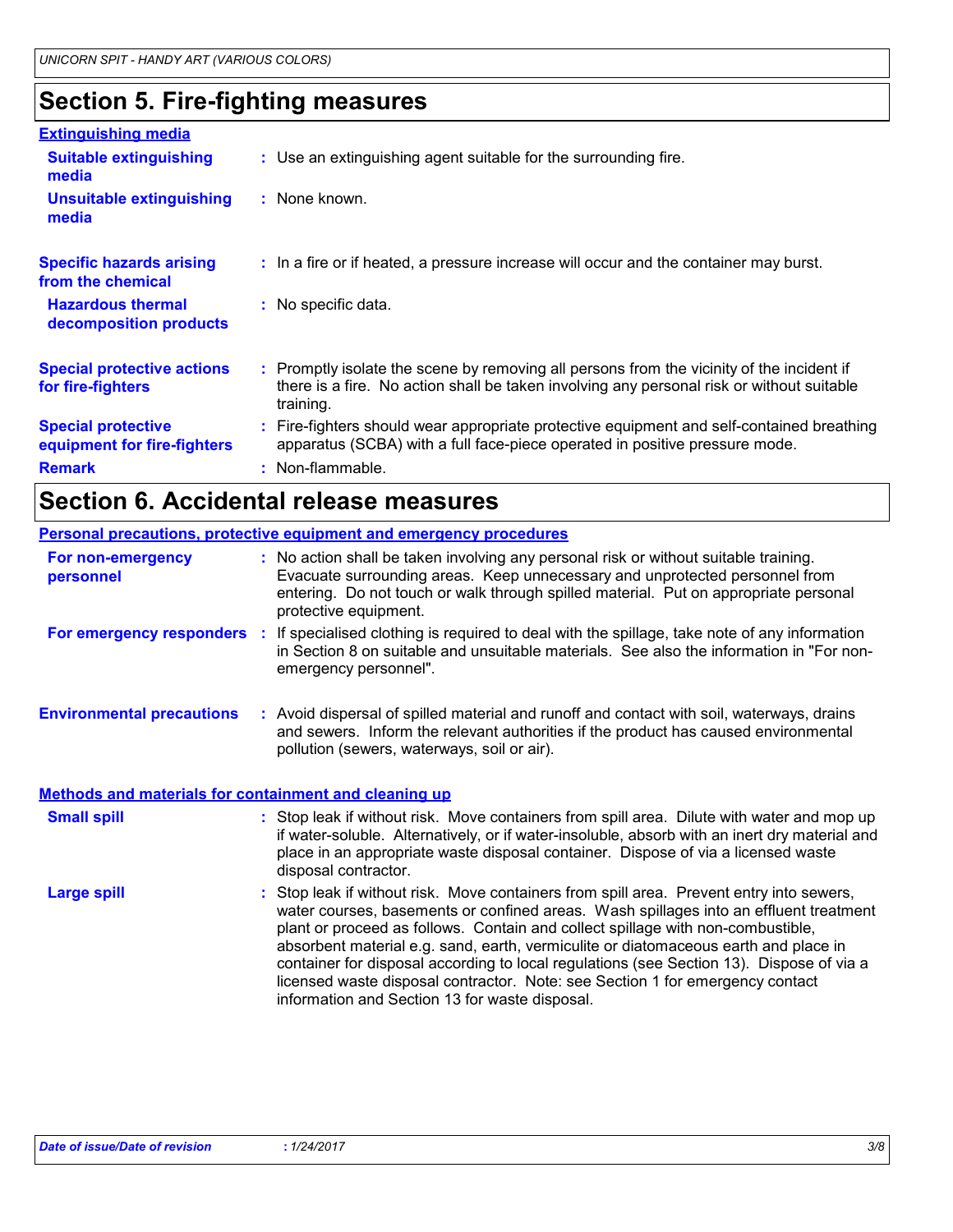## Section 5. Fire-fighting measures

**Extinguishing media**

**Suitable extinguishing media** : Use an extinguishing agent suitable for the surrounding fire.

**Unsuitable extinguishing media** : None known.

**Specific hazards arising from the chemical** : In a fire or if heated, a pressure increase will occur and the container may burst.

**Hazardous thermal decomposition products** : No specific data.

**Special protective actions for fire-fighters** : Promptly isolate the scene by removing all persons from the vicinity of the incident if there is a fire. No action shall be taken involving any personal risk or without suitable training.

**Special protective equipment for fire-fighters** : Fire-fighters should wear appropriate protective equipment and self-contained breathing apparatus (SCBA) with a full face-piece operated in positive pressure mode.

**Remark** : Non-flammable.

## Section 6. Accidental release measures

**Personal precautions, protective equipment and emergency procedures**

**For non-emergency personnel** : No action shall be taken involving any personal risk or without suitable training. Evacuate surrounding areas. Keep unnecessary and unprotected personnel from entering. Do not touch or walk through spilled material. Put on appropriate personal protective equipment.

**For emergency responders** : If specialised clothing is required to deal with the spillage, take note of any information in Section 8 on suitable and unsuitable materials. See also the information in "For non-emergency personnel".

**Environmental precautions** : Avoid dispersal of spilled material and runoff and contact with soil, waterways, drains and sewers. Inform the relevant authorities if the product has caused environmental pollution (sewers, waterways, soil or air).

**Methods and materials for containment and cleaning up**

**Small spill** : Stop leak if without risk. Move containers from spill area. Dilute with water and mop up if water-soluble. Alternatively, or if water-insoluble, absorb with an inert dry material and place in an appropriate waste disposal container. Dispose of via a licensed waste disposal contractor.

**Large spill** : Stop leak if without risk. Move containers from spill area. Prevent entry into sewers, water courses, basements or confined areas. Wash spillages into an effluent treatment plant or proceed as follows. Contain and collect spillage with non-combustible, absorbent material e.g. sand, earth, vermiculite or diatomaceous earth and place in container for disposal according to local regulations (see Section 13). Dispose of via a licensed waste disposal contractor. Note: see Section 1 for emergency contact information and Section 13 for waste disposal.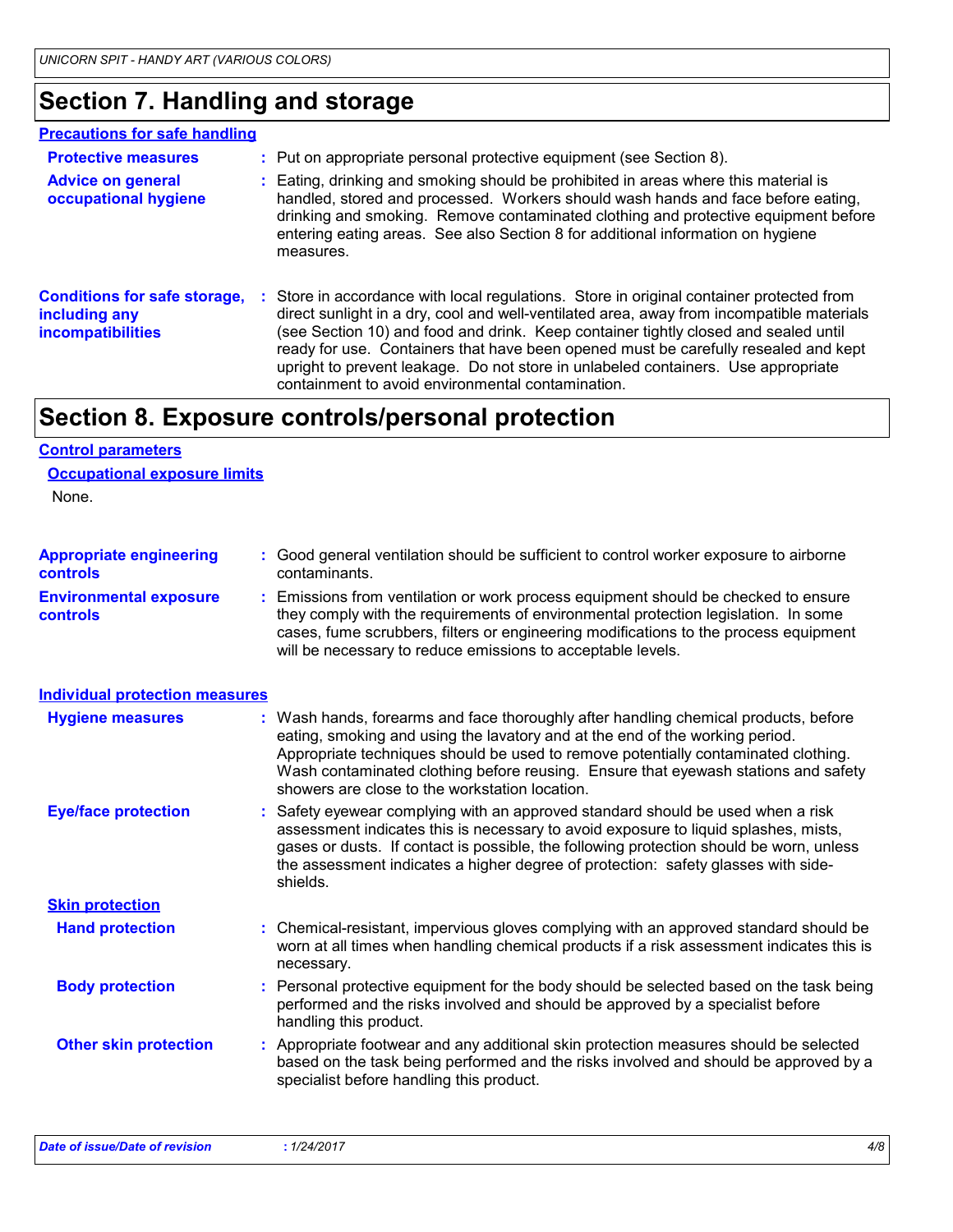# Section 7. Handling and storage

## Precautions for safe handling

**Protective measures** : Put on appropriate personal protective equipment (see Section 8).

**Advice on general occupational hygiene** : Eating, drinking and smoking should be prohibited in areas where this material is handled, stored and processed. Workers should wash hands and face before eating, drinking and smoking. Remove contaminated clothing and protective equipment before entering eating areas. See also Section 8 for additional information on hygiene measures.

**Conditions for safe storage, including any incompatibilities** : Store in accordance with local regulations. Store in original container protected from direct sunlight in a dry, cool and well-ventilated area, away from incompatible materials (see Section 10) and food and drink. Keep container tightly closed and sealed until ready for use. Containers that have been opened must be carefully resealed and kept upright to prevent leakage. Do not store in unlabeled containers. Use appropriate containment to avoid environmental contamination.

# Section 8. Exposure controls/personal protection

## Control parameters

### Occupational exposure limits

None.

**Appropriate engineering controls** : Good general ventilation should be sufficient to control worker exposure to airborne contaminants.

**Environmental exposure controls** : Emissions from ventilation or work process equipment should be checked to ensure they comply with the requirements of environmental protection legislation. In some cases, fume scrubbers, filters or engineering modifications to the process equipment will be necessary to reduce emissions to acceptable levels.

## Individual protection measures

**Hygiene measures** : Wash hands, forearms and face thoroughly after handling chemical products, before eating, smoking and using the lavatory and at the end of the working period. Appropriate techniques should be used to remove potentially contaminated clothing. Wash contaminated clothing before reusing. Ensure that eyewash stations and safety showers are close to the workstation location.

**Eye/face protection** : Safety eyewear complying with an approved standard should be used when a risk assessment indicates this is necessary to avoid exposure to liquid splashes, mists, gases or dusts. If contact is possible, the following protection should be worn, unless the assessment indicates a higher degree of protection: safety glasses with side-shields.

### Skin protection

**Hand protection** : Chemical-resistant, impervious gloves complying with an approved standard should be worn at all times when handling chemical products if a risk assessment indicates this is necessary.

**Body protection** : Personal protective equipment for the body should be selected based on the task being performed and the risks involved and should be approved by a specialist before handling this product.

**Other skin protection** : Appropriate footwear and any additional skin protection measures should be selected based on the task being performed and the risks involved and should be approved by a specialist before handling this product.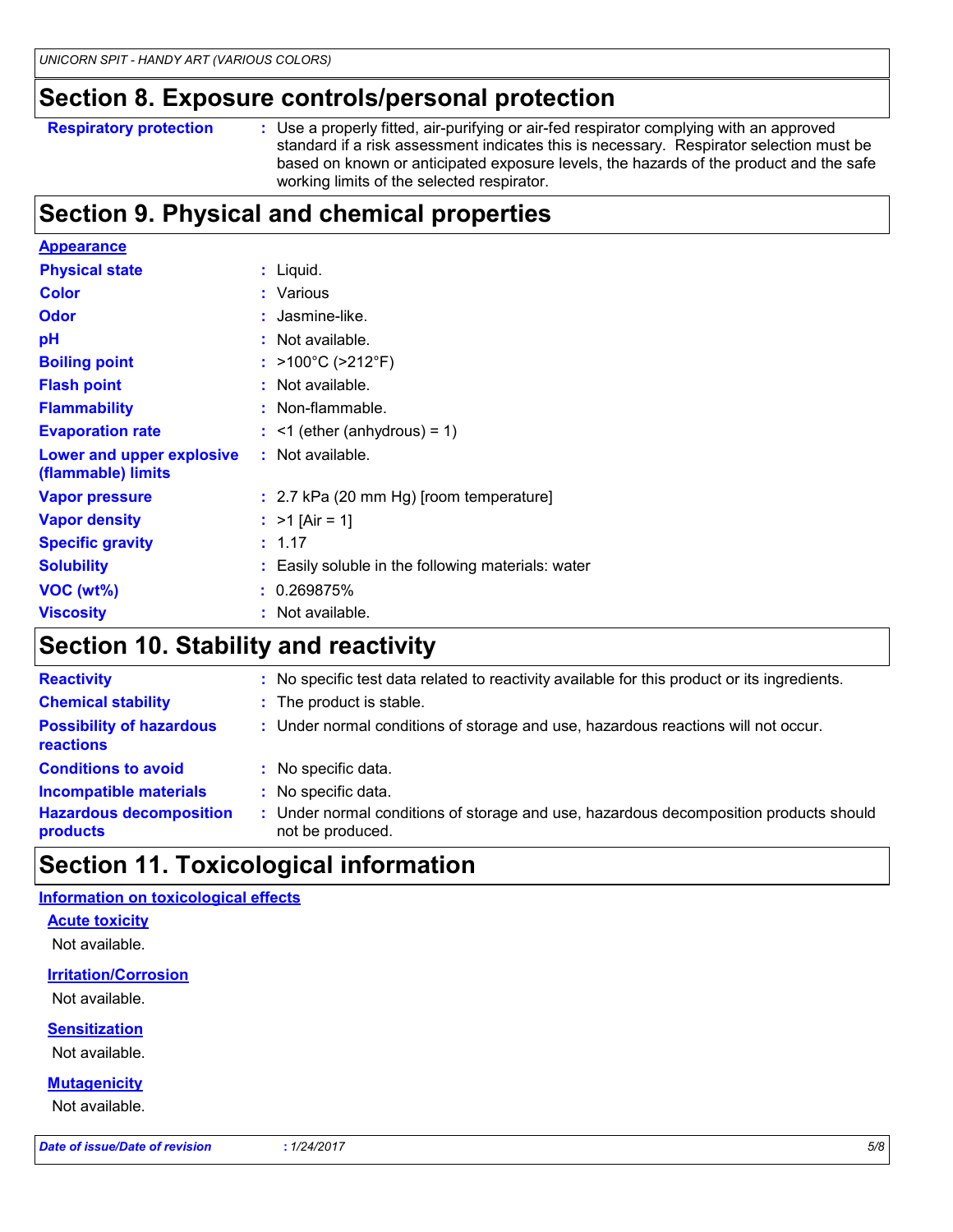## Section 8. Exposure controls/personal protection

| | |
|---|---|
| **Respiratory protection** | : Use a properly fitted, air-purifying or air-fed respirator complying with an approved standard if a risk assessment indicates this is necessary. Respirator selection must be based on known or anticipated exposure levels, the hazards of the product and the safe working limits of the selected respirator. |

## Section 9. Physical and chemical properties

**Appearance**

| | |
|---|---|
| **Physical state** | : Liquid. |
| **Color** | : Various |
| **Odor** | : Jasmine-like. |
| **pH** | : Not available. |
| **Boiling point** | : >100°C (>212°F) |
| **Flash point** | : Not available. |
| **Flammability** | : Non-flammable. |
| **Evaporation rate** | : <1 (ether (anhydrous) = 1) |
| **Lower and upper explosive (flammable) limits** | : Not available. |
| **Vapor pressure** | : 2.7 kPa (20 mm Hg) [room temperature] |
| **Vapor density** | : >1 [Air = 1] |
| **Specific gravity** | : 1.17 |
| **Solubility** | : Easily soluble in the following materials: water |
| **VOC (wt%)** | : 0.269875% |
| **Viscosity** | : Not available. |

## Section 10. Stability and reactivity

| | |
|---|---|
| **Reactivity** | : No specific test data related to reactivity available for this product or its ingredients. |
| **Chemical stability** | : The product is stable. |
| **Possibility of hazardous reactions** | : Under normal conditions of storage and use, hazardous reactions will not occur. |
| **Conditions to avoid** | : No specific data. |
| **Incompatible materials** | : No specific data. |
| **Hazardous decomposition products** | : Under normal conditions of storage and use, hazardous decomposition products should not be produced. |

## Section 11. Toxicological information

**Information on toxicological effects**

**Acute toxicity**

Not available.

**Irritation/Corrosion**

Not available.

**Sensitization**

Not available.

**Mutagenicity**

Not available.

*Date of issue/Date of revision* : *1/24/2017*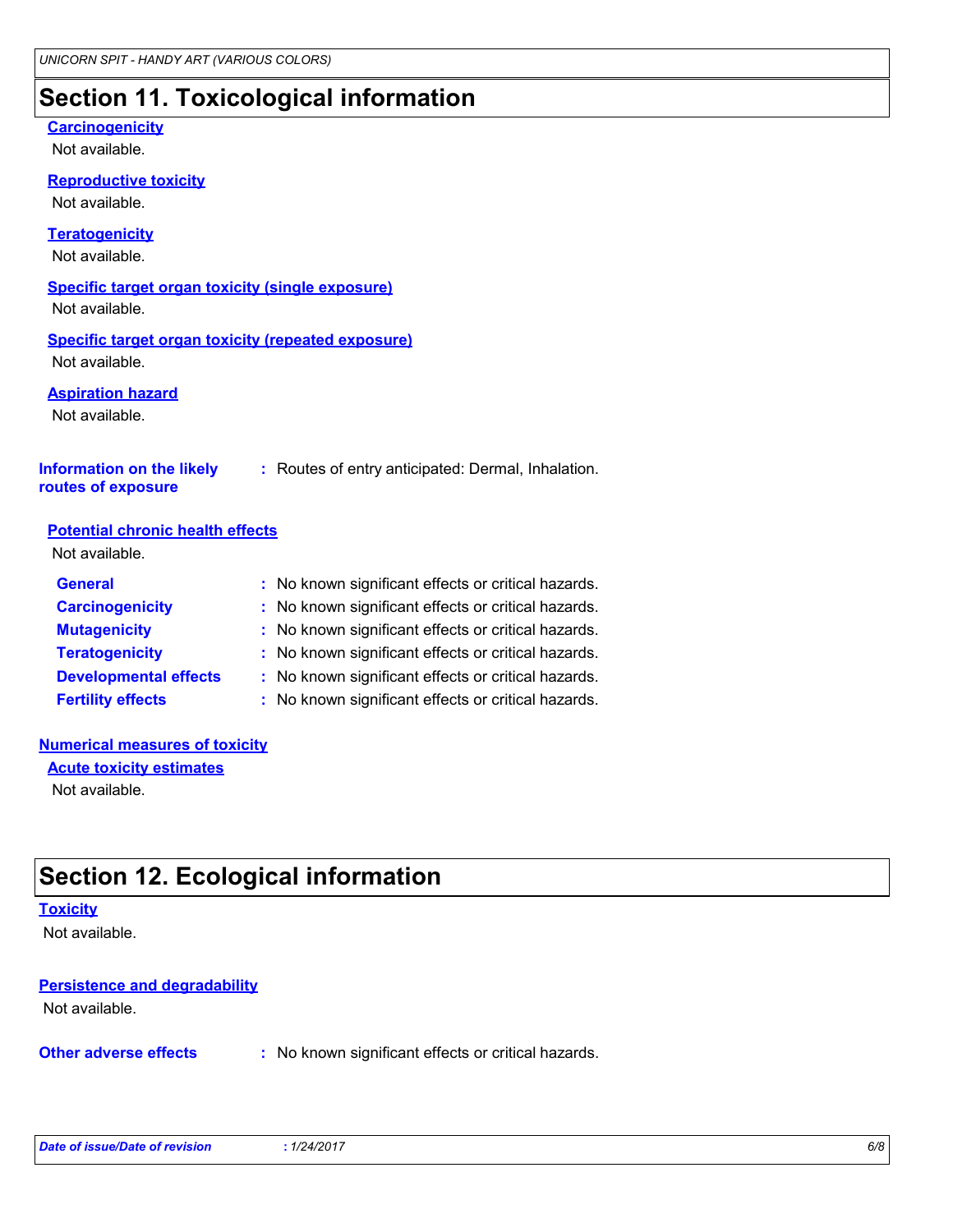## Section 11. Toxicological information

**Carcinogenicity**

Not available.

**Reproductive toxicity**

Not available.

**Teratogenicity**

Not available.

**Specific target organ toxicity (single exposure)**

Not available.

**Specific target organ toxicity (repeated exposure)**

Not available.

**Aspiration hazard**

Not available.

**Information on the likely routes of exposure** : Routes of entry anticipated: Dermal, Inhalation.

**Potential chronic health effects**

Not available.

| | |
|---|---|
| **General** | : No known significant effects or critical hazards. |
| **Carcinogenicity** | : No known significant effects or critical hazards. |
| **Mutagenicity** | : No known significant effects or critical hazards. |
| **Teratogenicity** | : No known significant effects or critical hazards. |
| **Developmental effects** | : No known significant effects or critical hazards. |
| **Fertility effects** | : No known significant effects or critical hazards. |

**Numerical measures of toxicity**

**Acute toxicity estimates**

Not available.

## Section 12. Ecological information

**Toxicity**

Not available.

**Persistence and degradability**

Not available.

**Other adverse effects** : No known significant effects or critical hazards.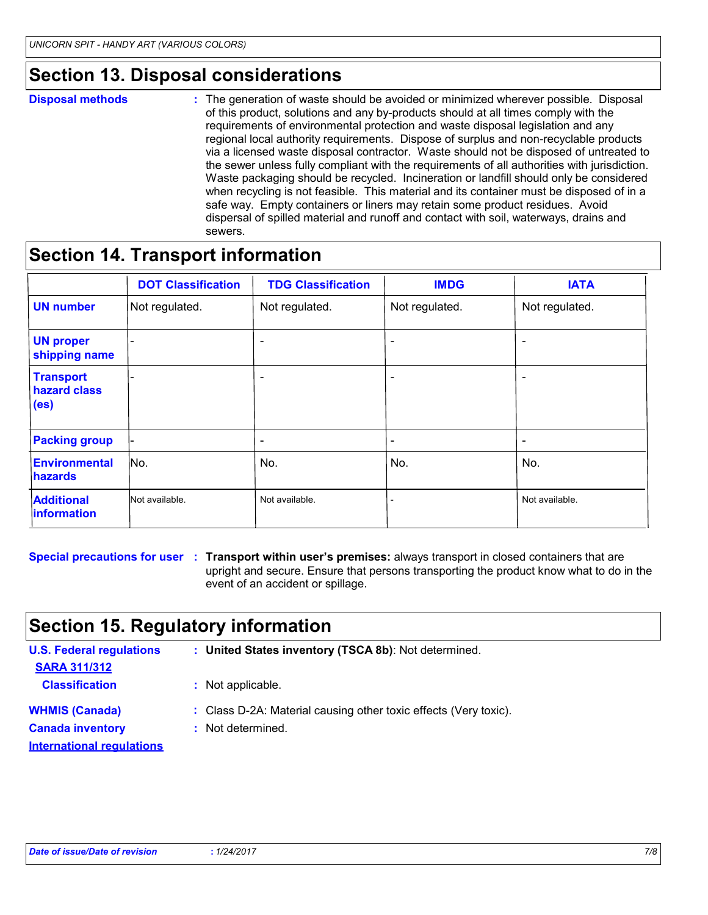## Section 13. Disposal considerations

**Disposal methods** : The generation of waste should be avoided or minimized wherever possible. Disposal of this product, solutions and any by-products should at all times comply with the requirements of environmental protection and waste disposal legislation and any regional local authority requirements. Dispose of surplus and non-recyclable products via a licensed waste disposal contractor. Waste should not be disposed of untreated to the sewer unless fully compliant with the requirements of all authorities with jurisdiction. Waste packaging should be recycled. Incineration or landfill should only be considered when recycling is not feasible. This material and its container must be disposed of in a safe way. Empty containers or liners may retain some product residues. Avoid dispersal of spilled material and runoff and contact with soil, waterways, drains and sewers.

## Section 14. Transport information

| | DOT Classification | TDG Classification | IMDG | IATA |
|---|---|---|---|---|
| **UN number** | Not regulated. | Not regulated. | Not regulated. | Not regulated. |
| **UN proper shipping name** | - | - | - | - |
| **Transport hazard class (es)** | - | - | - | - |
| **Packing group** | - | - | - | - |
| **Environmental hazards** | No. | No. | No. | No. |
| **Additional information** | Not available. | Not available. | - | Not available. |

**Special precautions for user** : **Transport within user's premises:** always transport in closed containers that are upright and secure. Ensure that persons transporting the product know what to do in the event of an accident or spillage.

## Section 15. Regulatory information

**U.S. Federal regulations** : **United States inventory (TSCA 8b)**: Not determined.

**SARA 311/312**

**Classification** : Not applicable.

**WHMIS (Canada)** : Class D-2A: Material causing other toxic effects (Very toxic).

**Canada inventory** : Not determined.

**International regulations**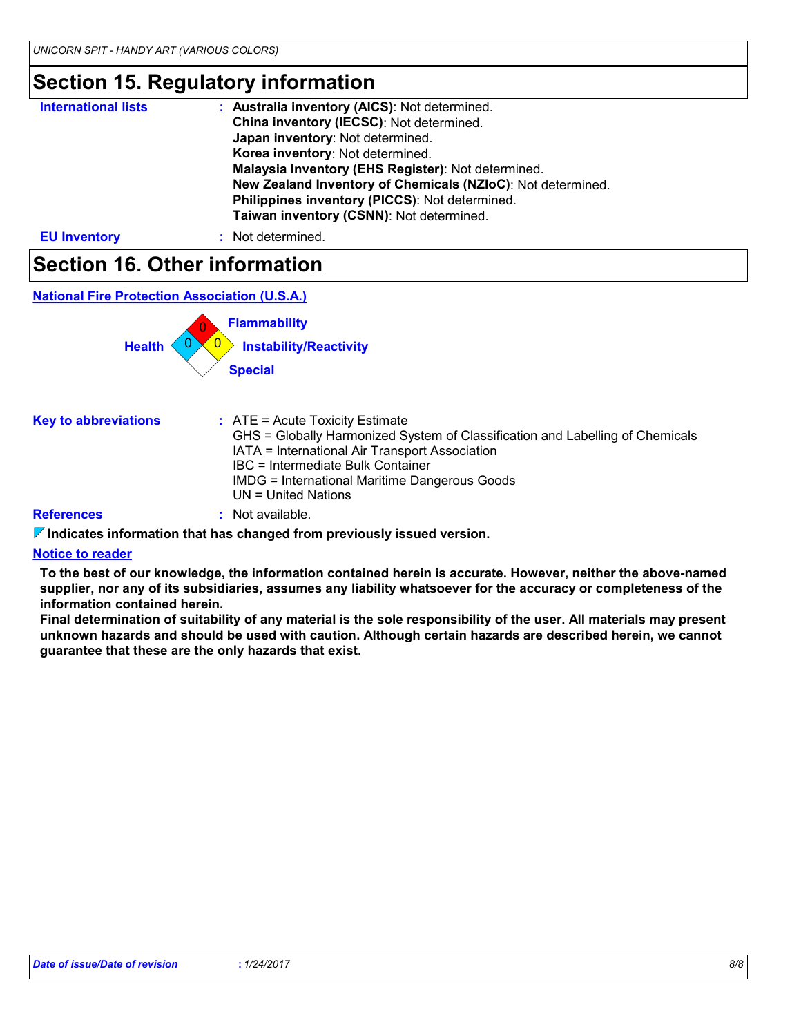## Section 15. Regulatory information

**International lists** : **Australia inventory (AICS)**: Not determined.
**China inventory (IECSC)**: Not determined.
**Japan inventory**: Not determined.
**Korea inventory**: Not determined.
**Malaysia Inventory (EHS Register)**: Not determined.
**New Zealand Inventory of Chemicals (NZIoC)**: Not determined.
**Philippines inventory (PICCS)**: Not determined.
**Taiwan inventory (CSNN)**: Not determined.

**EU Inventory** : Not determined.

## Section 16. Other information

**National Fire Protection Association (U.S.A.)**

Flammability
0
Health
0
0
Instability/Reactivity
Special

**Key to abbreviations** : ATE = Acute Toxicity Estimate
GHS = Globally Harmonized System of Classification and Labelling of Chemicals
IATA = International Air Transport Association
IBC = Intermediate Bulk Container
IMDG = International Maritime Dangerous Goods
UN = United Nations

**References** : Not available.

**Indicates information that has changed from previously issued version.**

**Notice to reader**

**To the best of our knowledge, the information contained herein is accurate. However, neither the above-named supplier, nor any of its subsidiaries, assumes any liability whatsoever for the accuracy or completeness of the information contained herein.**
**Final determination of suitability of any material is the sole responsibility of the user. All materials may present unknown hazards and should be used with caution. Although certain hazards are described herein, we cannot guarantee that these are the only hazards that exist.**